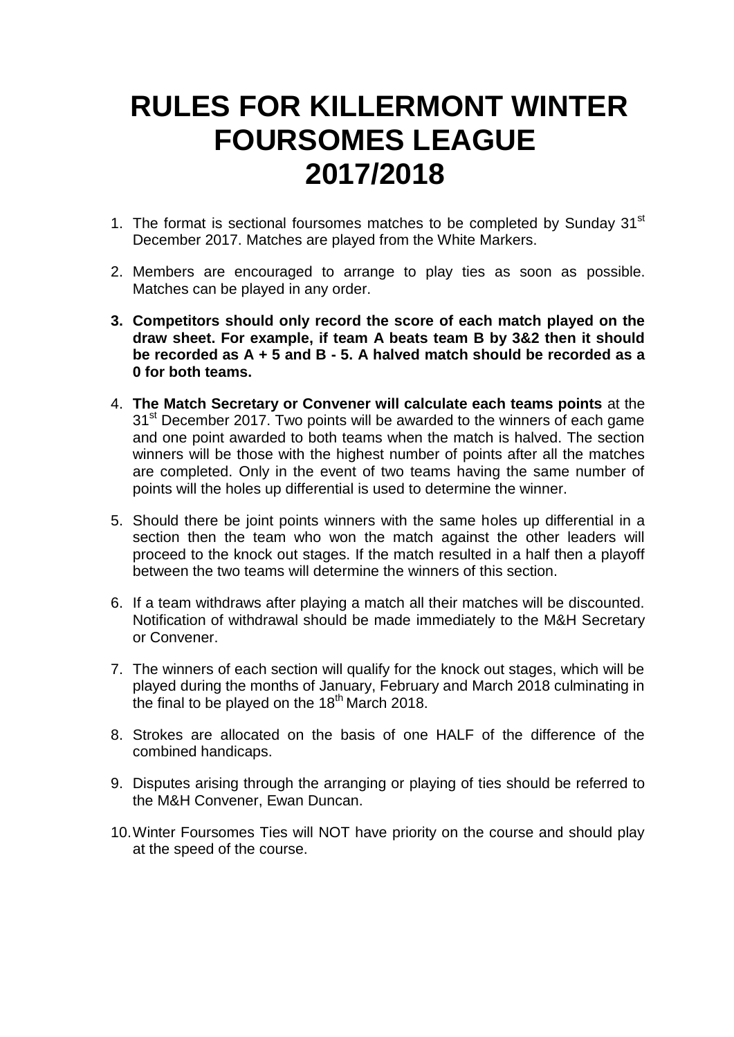# RULES FOR KILLERMONT WINTER FOURSOMES LEAGUE 2017/2018

1. The format is sectional foursomes matches to be completed by Sunday 31st December 2017. Matches are played from the White Markers.

2. Members are encouraged to arrange to play ties as soon as possible. Matches can be played in any order.

3. **Competitors should only record the score of each match played on the draw sheet. For example, if team A beats team B by 3&2 then it should be recorded as A + 5 and B - 5. A halved match should be recorded as a 0 for both teams.**

4. **The Match Secretary or Convener will calculate each teams points** at the 31st December 2017. Two points will be awarded to the winners of each game and one point awarded to both teams when the match is halved. The section winners will be those with the highest number of points after all the matches are completed. Only in the event of two teams having the same number of points will the holes up differential is used to determine the winner.

5. Should there be joint points winners with the same holes up differential in a section then the team who won the match against the other leaders will proceed to the knock out stages. If the match resulted in a half then a playoff between the two teams will determine the winners of this section.

6. If a team withdraws after playing a match all their matches will be discounted. Notification of withdrawal should be made immediately to the M&H Secretary or Convener.

7. The winners of each section will qualify for the knock out stages, which will be played during the months of January, February and March 2018 culminating in the final to be played on the 18th March 2018.

8. Strokes are allocated on the basis of one HALF of the difference of the combined handicaps.

9. Disputes arising through the arranging or playing of ties should be referred to the M&H Convener, Ewan Duncan.

10. Winter Foursomes Ties will NOT have priority on the course and should play at the speed of the course.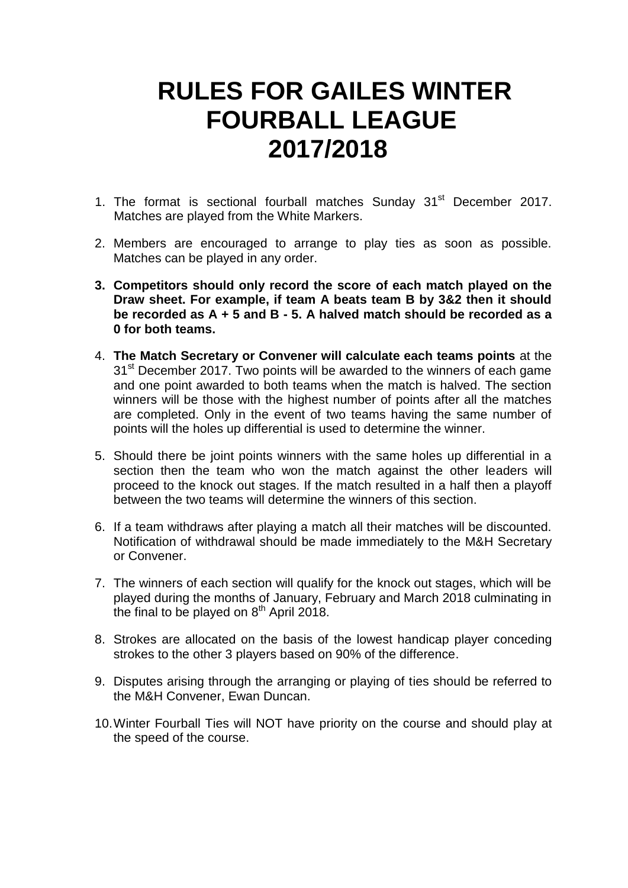# RULES FOR GAILES WINTER FOURBALL LEAGUE 2017/2018

1. The format is sectional fourball matches Sunday 31st December 2017. Matches are played from the White Markers.

2. Members are encouraged to arrange to play ties as soon as possible. Matches can be played in any order.

3. **Competitors should only record the score of each match played on the Draw sheet. For example, if team A beats team B by 3&2 then it should be recorded as A + 5 and B - 5. A halved match should be recorded as a 0 for both teams.**

4. **The Match Secretary or Convener will calculate each teams points** at the 31st December 2017. Two points will be awarded to the winners of each game and one point awarded to both teams when the match is halved. The section winners will be those with the highest number of points after all the matches are completed. Only in the event of two teams having the same number of points will the holes up differential is used to determine the winner.

5. Should there be joint points winners with the same holes up differential in a section then the team who won the match against the other leaders will proceed to the knock out stages. If the match resulted in a half then a playoff between the two teams will determine the winners of this section.

6. If a team withdraws after playing a match all their matches will be discounted. Notification of withdrawal should be made immediately to the M&H Secretary or Convener.

7. The winners of each section will qualify for the knock out stages, which will be played during the months of January, February and March 2018 culminating in the final to be played on 8th April 2018.

8. Strokes are allocated on the basis of the lowest handicap player conceding strokes to the other 3 players based on 90% of the difference.

9. Disputes arising through the arranging or playing of ties should be referred to the M&H Convener, Ewan Duncan.

10. Winter Fourball Ties will NOT have priority on the course and should play at the speed of the course.